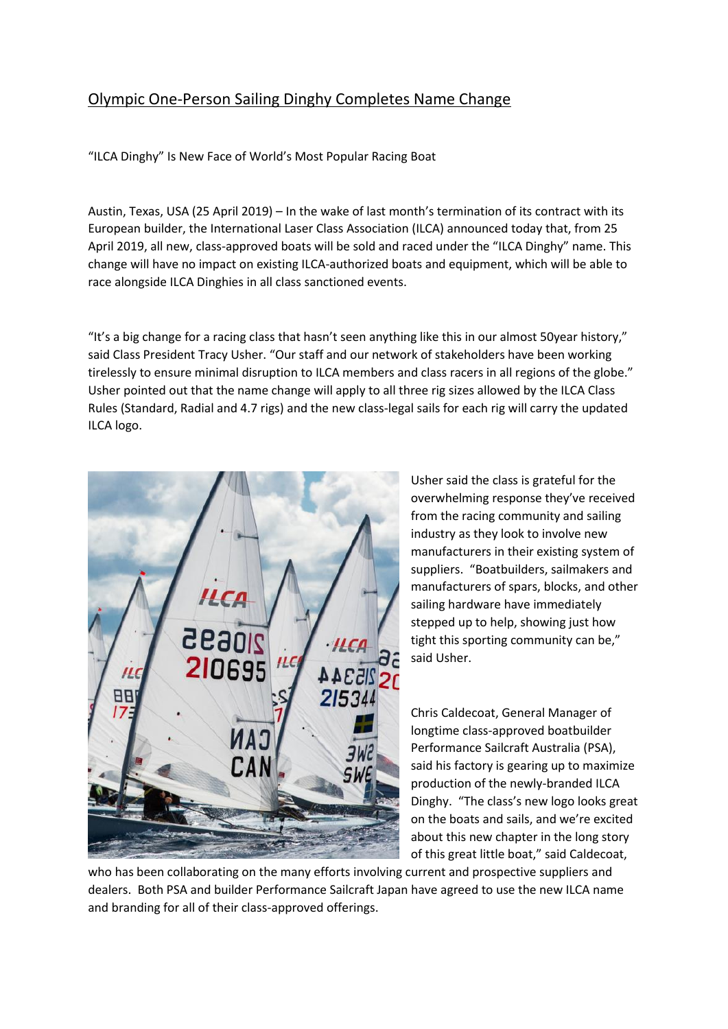# Olympic One-Person Sailing Dinghy Completes Name Change

"ILCA Dinghy" Is New Face of World's Most Popular Racing Boat

Austin, Texas, USA (25 April 2019) – In the wake of last month's termination of its contract with its European builder, the International Laser Class Association (ILCA) announced today that, from 25 April 2019, all new, class-approved boats will be sold and raced under the "ILCA Dinghy" name. This change will have no impact on existing ILCA-authorized boats and equipment, which will be able to race alongside ILCA Dinghies in all class sanctioned events.

"It's a big change for a racing class that hasn't seen anything like this in our almost 50year history," said Class President Tracy Usher. "Our staff and our network of stakeholders have been working tirelessly to ensure minimal disruption to ILCA members and class racers in all regions of the globe." Usher pointed out that the name change will apply to all three rig sizes allowed by the ILCA Class Rules (Standard, Radial and 4.7 rigs) and the new class-legal sails for each rig will carry the updated ILCA logo.

Usher said the class is grateful for the overwhelming response they've received from the racing community and sailing industry as they look to involve new manufacturers in their existing system of suppliers. "Boatbuilders, sailmakers and manufacturers of spars, blocks, and other sailing hardware have immediately stepped up to help, showing just how tight this sporting community can be," said Usher.

Chris Caldecoat, General Manager of longtime class-approved boatbuilder Performance Sailcraft Australia (PSA), said his factory is gearing up to maximize production of the newly-branded ILCA Dinghy. "The class's new logo looks great on the boats and sails, and we're excited about this new chapter in the long story of this great little boat," said Caldecoat, who has been collaborating on the many efforts involving current and prospective suppliers and dealers. Both PSA and builder Performance Sailcraft Japan have agreed to use the new ILCA name and branding for all of their class-approved offerings.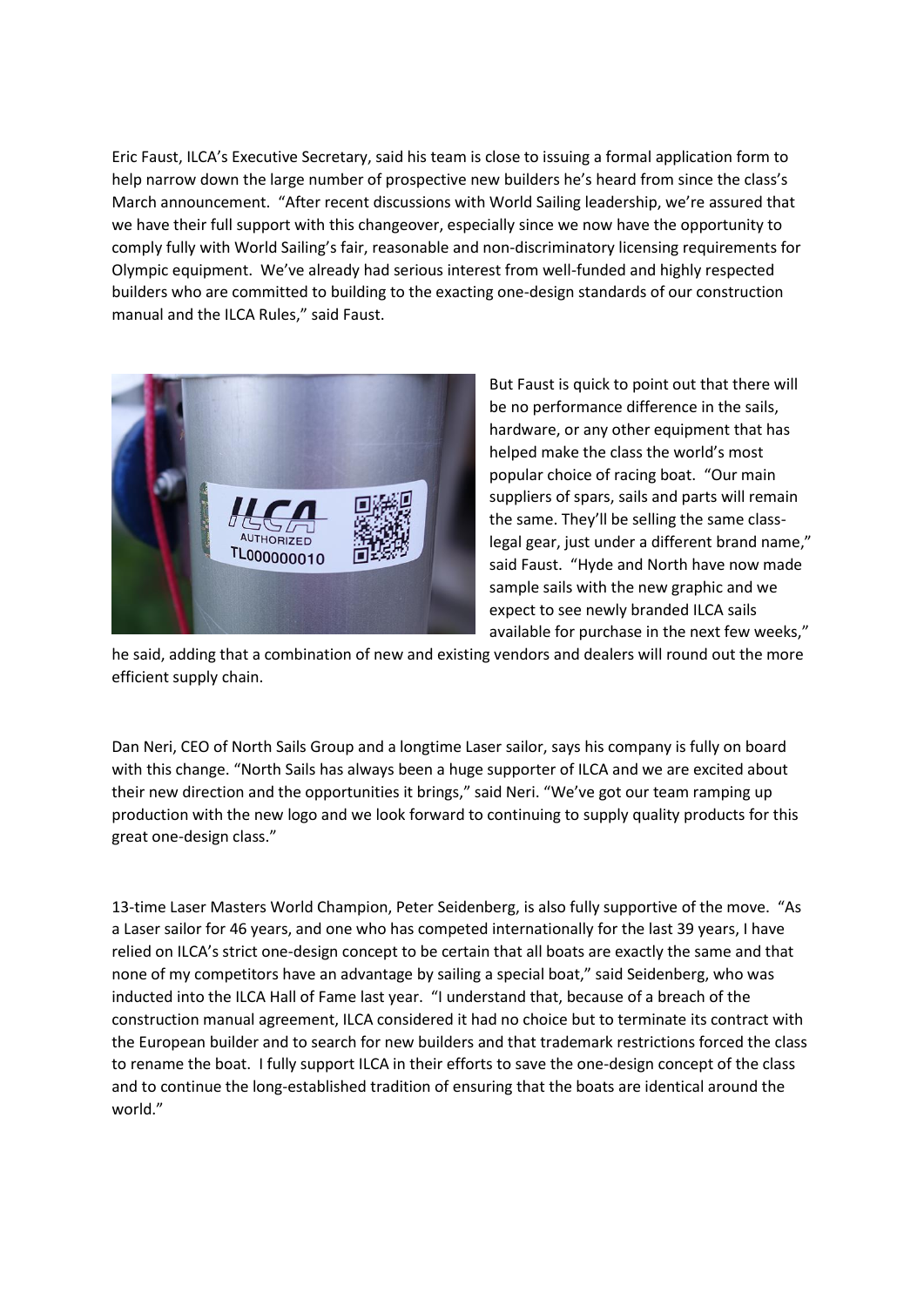Eric Faust, ILCA's Executive Secretary, said his team is close to issuing a formal application form to help narrow down the large number of prospective new builders he's heard from since the class's March announcement. "After recent discussions with World Sailing leadership, we're assured that we have their full support with this changeover, especially since we now have the opportunity to comply fully with World Sailing's fair, reasonable and non-discriminatory licensing requirements for Olympic equipment. We've already had serious interest from well-funded and highly respected builders who are committed to building to the exacting one-design standards of our construction manual and the ILCA Rules," said Faust.

But Faust is quick to point out that there will be no performance difference in the sails, hardware, or any other equipment that has helped make the class the world's most popular choice of racing boat. "Our main suppliers of spars, sails and parts will remain the same. They'll be selling the same class-legal gear, just under a different brand name," said Faust. "Hyde and North have now made sample sails with the new graphic and we expect to see newly branded ILCA sails available for purchase in the next few weeks," he said, adding that a combination of new and existing vendors and dealers will round out the more efficient supply chain.

Dan Neri, CEO of North Sails Group and a longtime Laser sailor, says his company is fully on board with this change. "North Sails has always been a huge supporter of ILCA and we are excited about their new direction and the opportunities it brings," said Neri. "We've got our team ramping up production with the new logo and we look forward to continuing to supply quality products for this great one-design class."

13-time Laser Masters World Champion, Peter Seidenberg, is also fully supportive of the move. "As a Laser sailor for 46 years, and one who has competed internationally for the last 39 years, I have relied on ILCA's strict one-design concept to be certain that all boats are exactly the same and that none of my competitors have an advantage by sailing a special boat," said Seidenberg, who was inducted into the ILCA Hall of Fame last year. "I understand that, because of a breach of the construction manual agreement, ILCA considered it had no choice but to terminate its contract with the European builder and to search for new builders and that trademark restrictions forced the class to rename the boat. I fully support ILCA in their efforts to save the one-design concept of the class and to continue the long-established tradition of ensuring that the boats are identical around the world."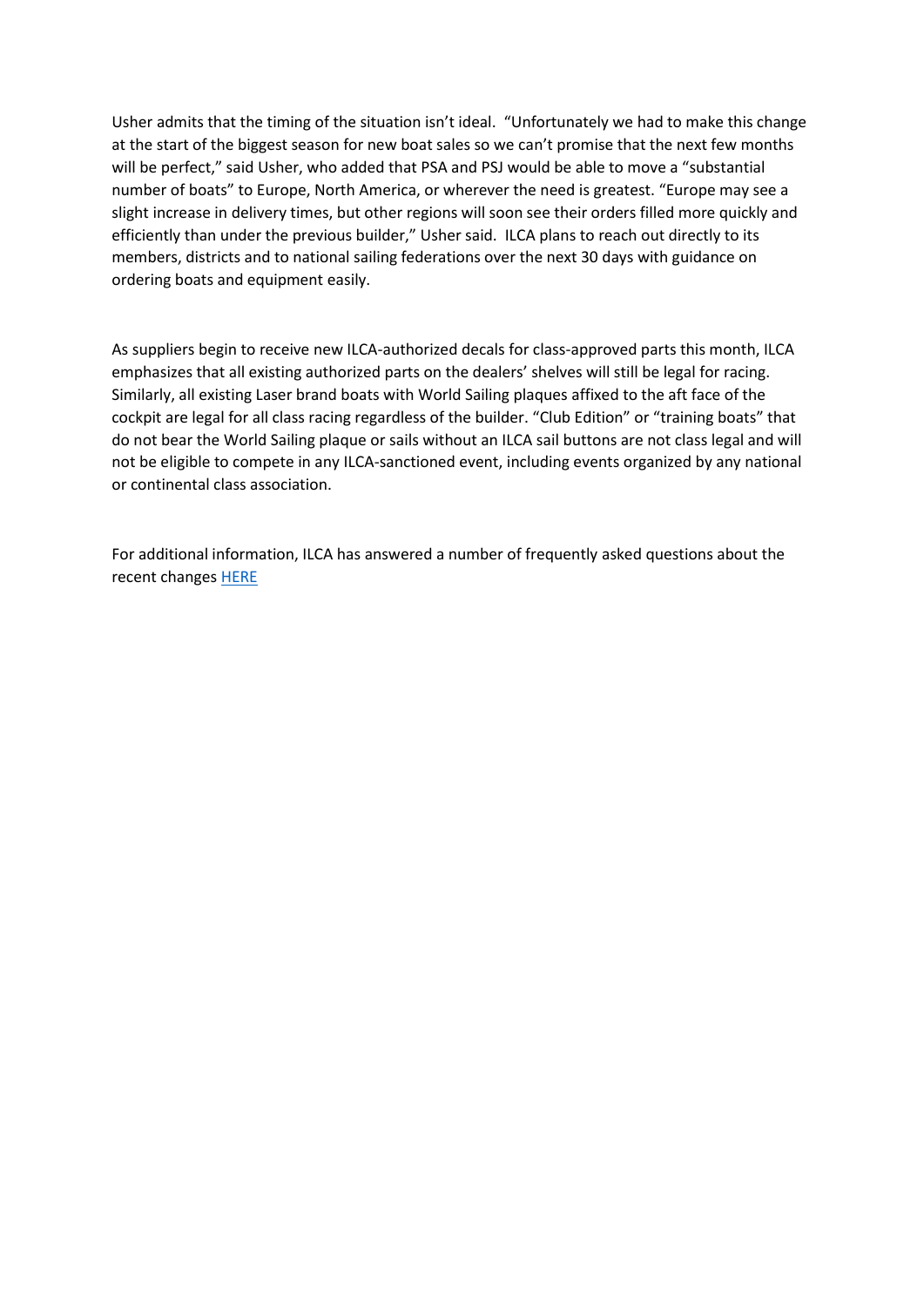Usher admits that the timing of the situation isn't ideal. "Unfortunately we had to make this change at the start of the biggest season for new boat sales so we can't promise that the next few months will be perfect," said Usher, who added that PSA and PSJ would be able to move a "substantial number of boats" to Europe, North America, or wherever the need is greatest. "Europe may see a slight increase in delivery times, but other regions will soon see their orders filled more quickly and efficiently than under the previous builder," Usher said. ILCA plans to reach out directly to its members, districts and to national sailing federations over the next 30 days with guidance on ordering boats and equipment easily.

As suppliers begin to receive new ILCA-authorized decals for class-approved parts this month, ILCA emphasizes that all existing authorized parts on the dealers' shelves will still be legal for racing. Similarly, all existing Laser brand boats with World Sailing plaques affixed to the aft face of the cockpit are legal for all class racing regardless of the builder. "Club Edition" or "training boats" that do not bear the World Sailing plaque or sails without an ILCA sail buttons are not class legal and will not be eligible to compete in any ILCA-sanctioned event, including events organized by any national or continental class association.

For additional information, ILCA has answered a number of frequently asked questions about the recent changes HERE